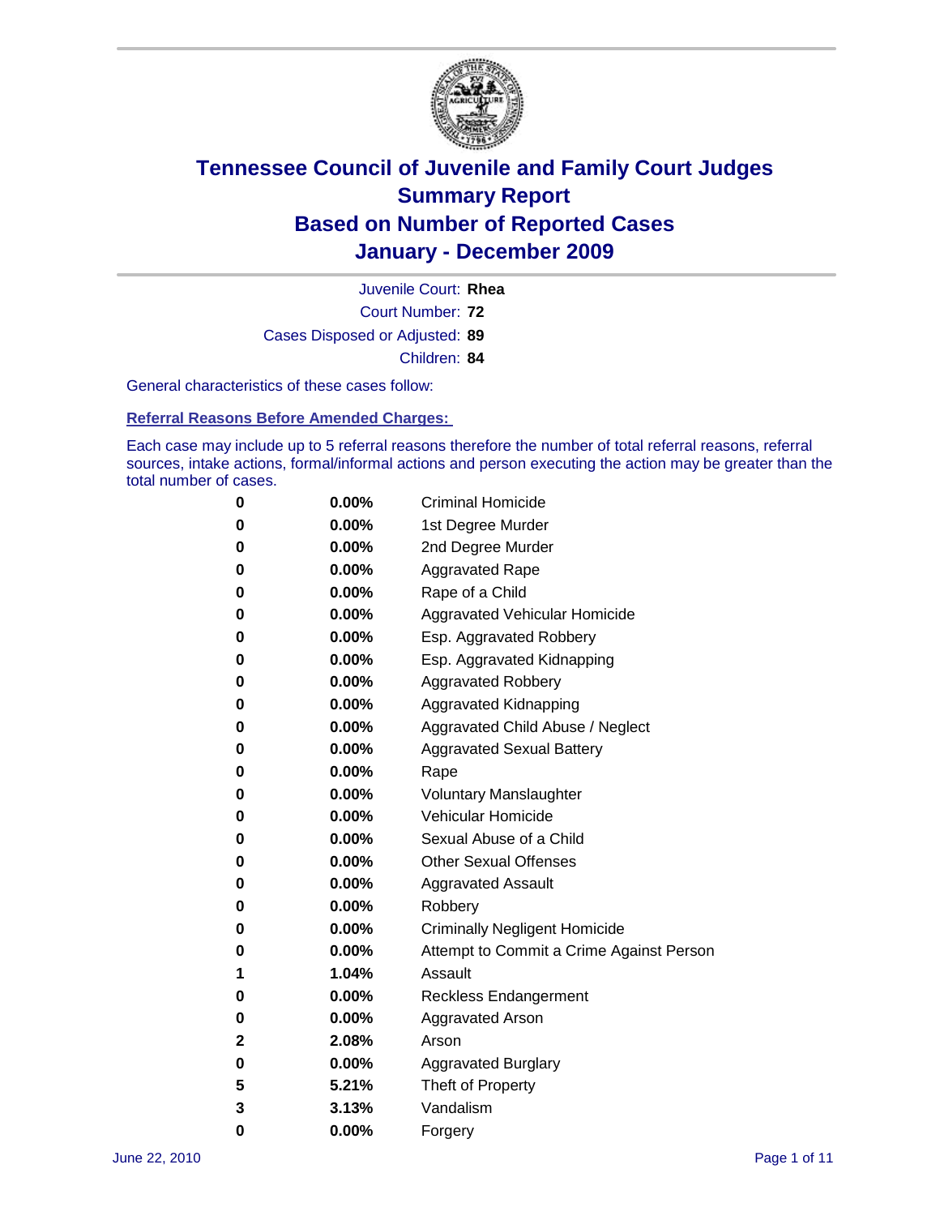# Tennessee Council of Juvenile and Family Court Judges
## Summary Report
## Based on Number of Reported Cases
## January - December 2009

Juvenile Court: **Rhea**
Court Number: **72**
Cases Disposed or Adjusted: **89**
Children: **84**

General characteristics of these cases follow:

### Referral Reasons Before Amended Charges:

Each case may include up to 5 referral reasons therefore the number of total referral reasons, referral sources, intake actions, formal/informal actions and person executing the action may be greater than the total number of cases.

| | | |
|---|---|---|
| 0 | 0.00% | Criminal Homicide |
| 0 | 0.00% | 1st Degree Murder |
| 0 | 0.00% | 2nd Degree Murder |
| 0 | 0.00% | Aggravated Rape |
| 0 | 0.00% | Rape of a Child |
| 0 | 0.00% | Aggravated Vehicular Homicide |
| 0 | 0.00% | Esp. Aggravated Robbery |
| 0 | 0.00% | Esp. Aggravated Kidnapping |
| 0 | 0.00% | Aggravated Robbery |
| 0 | 0.00% | Aggravated Kidnapping |
| 0 | 0.00% | Aggravated Child Abuse / Neglect |
| 0 | 0.00% | Aggravated Sexual Battery |
| 0 | 0.00% | Rape |
| 0 | 0.00% | Voluntary Manslaughter |
| 0 | 0.00% | Vehicular Homicide |
| 0 | 0.00% | Sexual Abuse of a Child |
| 0 | 0.00% | Other Sexual Offenses |
| 0 | 0.00% | Aggravated Assault |
| 0 | 0.00% | Robbery |
| 0 | 0.00% | Criminally Negligent Homicide |
| 0 | 0.00% | Attempt to Commit a Crime Against Person |
| 1 | 1.04% | Assault |
| 0 | 0.00% | Reckless Endangerment |
| 0 | 0.00% | Aggravated Arson |
| 2 | 2.08% | Arson |
| 0 | 0.00% | Aggravated Burglary |
| 5 | 5.21% | Theft of Property |
| 3 | 3.13% | Vandalism |
| 0 | 0.00% | Forgery |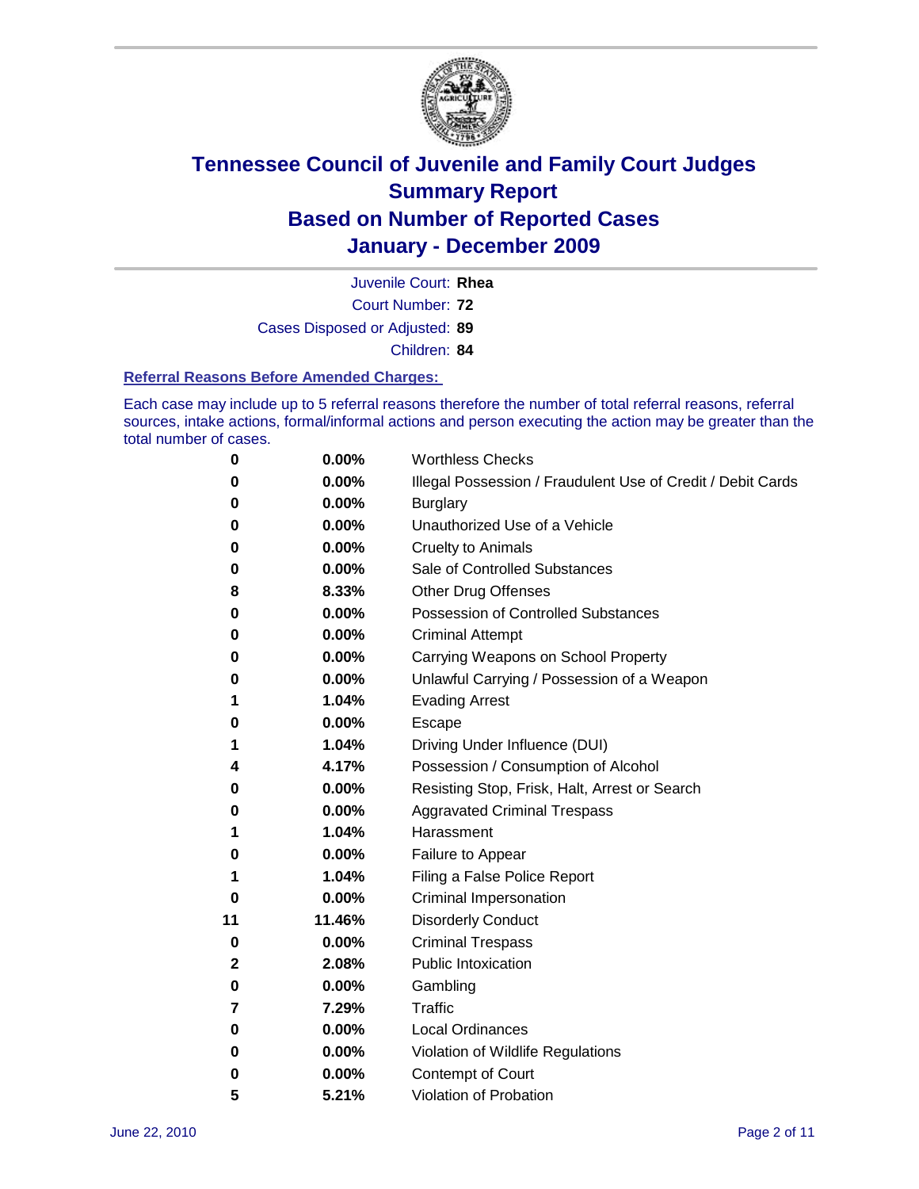# Tennessee Council of Juvenile and Family Court Judges
## Summary Report
## Based on Number of Reported Cases
## January - December 2009

Juvenile Court: **Rhea**
Court Number: **72**
Cases Disposed or Adjusted: **89**
Children: **84**

### Referral Reasons Before Amended Charges:

Each case may include up to 5 referral reasons therefore the number of total referral reasons, referral sources, intake actions, formal/informal actions and person executing the action may be greater than the total number of cases.

| Count | Percent | Referral Reason |
|---|---|---|
| 0 | 0.00% | Worthless Checks |
| 0 | 0.00% | Illegal Possession / Fraudulent Use of Credit / Debit Cards |
| 0 | 0.00% | Burglary |
| 0 | 0.00% | Unauthorized Use of a Vehicle |
| 0 | 0.00% | Cruelty to Animals |
| 0 | 0.00% | Sale of Controlled Substances |
| 8 | 8.33% | Other Drug Offenses |
| 0 | 0.00% | Possession of Controlled Substances |
| 0 | 0.00% | Criminal Attempt |
| 0 | 0.00% | Carrying Weapons on School Property |
| 0 | 0.00% | Unlawful Carrying / Possession of a Weapon |
| 1 | 1.04% | Evading Arrest |
| 0 | 0.00% | Escape |
| 1 | 1.04% | Driving Under Influence (DUI) |
| 4 | 4.17% | Possession / Consumption of Alcohol |
| 0 | 0.00% | Resisting Stop, Frisk, Halt, Arrest or Search |
| 0 | 0.00% | Aggravated Criminal Trespass |
| 1 | 1.04% | Harassment |
| 0 | 0.00% | Failure to Appear |
| 1 | 1.04% | Filing a False Police Report |
| 0 | 0.00% | Criminal Impersonation |
| 11 | 11.46% | Disorderly Conduct |
| 0 | 0.00% | Criminal Trespass |
| 2 | 2.08% | Public Intoxication |
| 0 | 0.00% | Gambling |
| 7 | 7.29% | Traffic |
| 0 | 0.00% | Local Ordinances |
| 0 | 0.00% | Violation of Wildlife Regulations |
| 0 | 0.00% | Contempt of Court |
| 5 | 5.21% | Violation of Probation |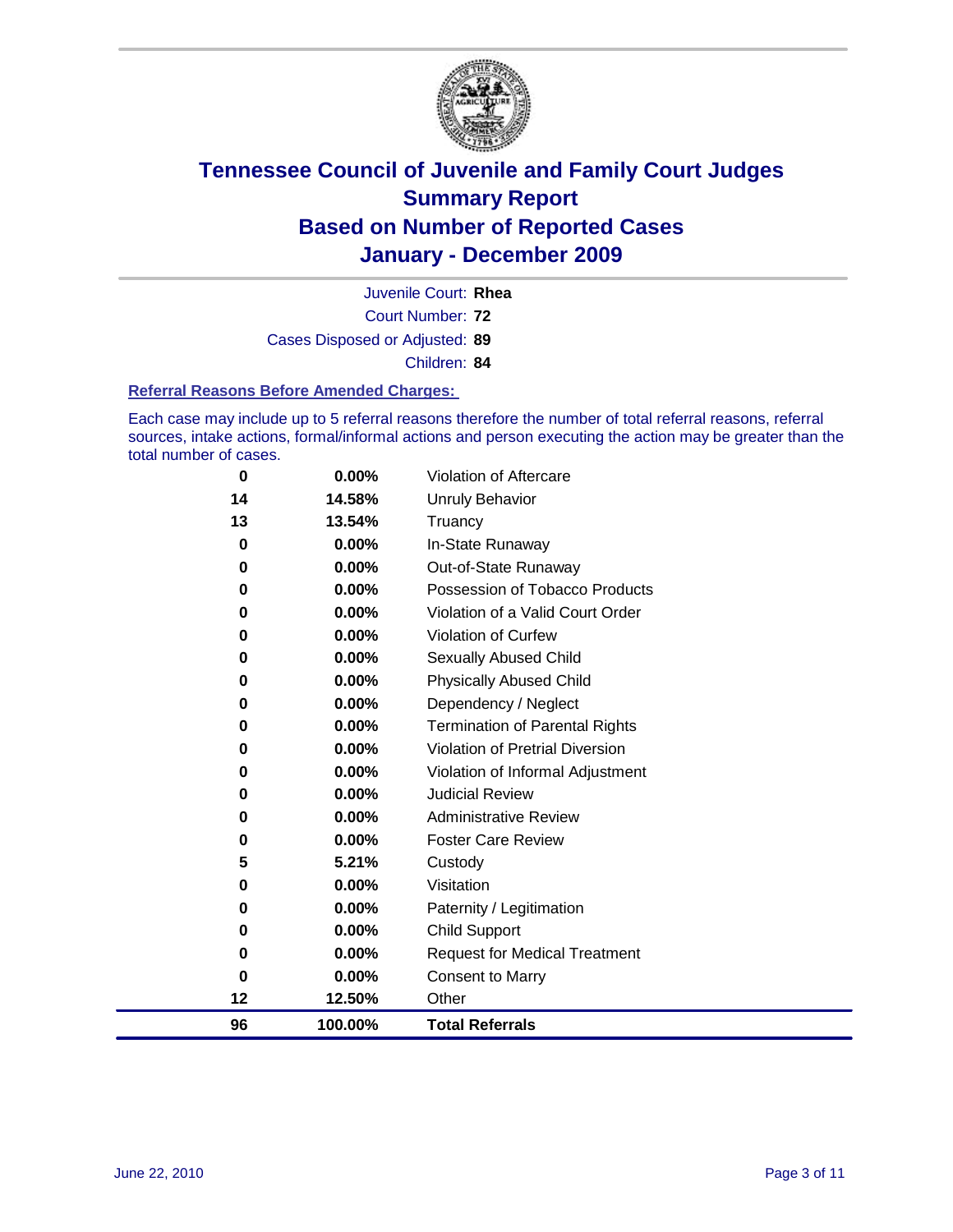# Tennessee Council of Juvenile and Family Court Judges
## Summary Report
## Based on Number of Reported Cases
## January - December 2009

Juvenile Court: **Rhea**

Court Number: **72**

Cases Disposed or Adjusted: **89**

Children: **84**

### Referral Reasons Before Amended Charges:

Each case may include up to 5 referral reasons therefore the number of total referral reasons, referral sources, intake actions, formal/informal actions and person executing the action may be greater than the total number of cases.

| Count | Percent | Referral Reason |
|---|---|---|
| 0 | 0.00% | Violation of Aftercare |
| 14 | 14.58% | Unruly Behavior |
| 13 | 13.54% | Truancy |
| 0 | 0.00% | In-State Runaway |
| 0 | 0.00% | Out-of-State Runaway |
| 0 | 0.00% | Possession of Tobacco Products |
| 0 | 0.00% | Violation of a Valid Court Order |
| 0 | 0.00% | Violation of Curfew |
| 0 | 0.00% | Sexually Abused Child |
| 0 | 0.00% | Physically Abused Child |
| 0 | 0.00% | Dependency / Neglect |
| 0 | 0.00% | Termination of Parental Rights |
| 0 | 0.00% | Violation of Pretrial Diversion |
| 0 | 0.00% | Violation of Informal Adjustment |
| 0 | 0.00% | Judicial Review |
| 0 | 0.00% | Administrative Review |
| 0 | 0.00% | Foster Care Review |
| 5 | 5.21% | Custody |
| 0 | 0.00% | Visitation |
| 0 | 0.00% | Paternity / Legitimation |
| 0 | 0.00% | Child Support |
| 0 | 0.00% | Request for Medical Treatment |
| 0 | 0.00% | Consent to Marry |
| 12 | 12.50% | Other |
| **96** | **100.00%** | **Total Referrals** |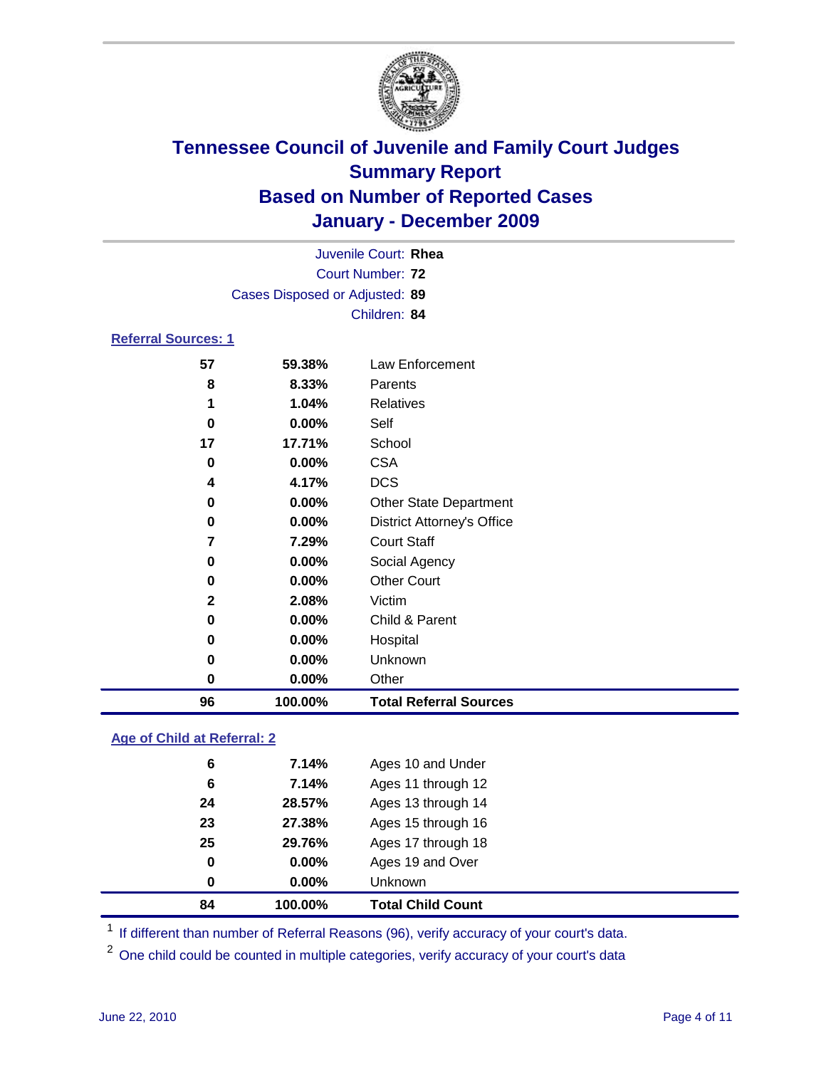# Tennessee Council of Juvenile and Family Court Judges
## Summary Report
## Based on Number of Reported Cases
## January - December 2009

Juvenile Court: **Rhea**
Court Number: **72**
Cases Disposed or Adjusted: **89**
Children: **84**

### Referral Sources: 1

| | | |
|---|---|---|
| 57 | 59.38% | Law Enforcement |
| 8 | 8.33% | Parents |
| 1 | 1.04% | Relatives |
| 0 | 0.00% | Self |
| 17 | 17.71% | School |
| 0 | 0.00% | CSA |
| 4 | 4.17% | DCS |
| 0 | 0.00% | Other State Department |
| 0 | 0.00% | District Attorney's Office |
| 7 | 7.29% | Court Staff |
| 0 | 0.00% | Social Agency |
| 0 | 0.00% | Other Court |
| 2 | 2.08% | Victim |
| 0 | 0.00% | Child & Parent |
| 0 | 0.00% | Hospital |
| 0 | 0.00% | Unknown |
| 0 | 0.00% | Other |
| **96** | **100.00%** | **Total Referral Sources** |

### Age of Child at Referral: 2

| | | |
|---|---|---|
| 6 | 7.14% | Ages 10 and Under |
| 6 | 7.14% | Ages 11 through 12 |
| 24 | 28.57% | Ages 13 through 14 |
| 23 | 27.38% | Ages 15 through 16 |
| 25 | 29.76% | Ages 17 through 18 |
| 0 | 0.00% | Ages 19 and Over |
| 0 | 0.00% | Unknown |
| **84** | **100.00%** | **Total Child Count** |

[1] If different than number of Referral Reasons (96), verify accuracy of your court's data.

[2] One child could be counted in multiple categories, verify accuracy of your court's data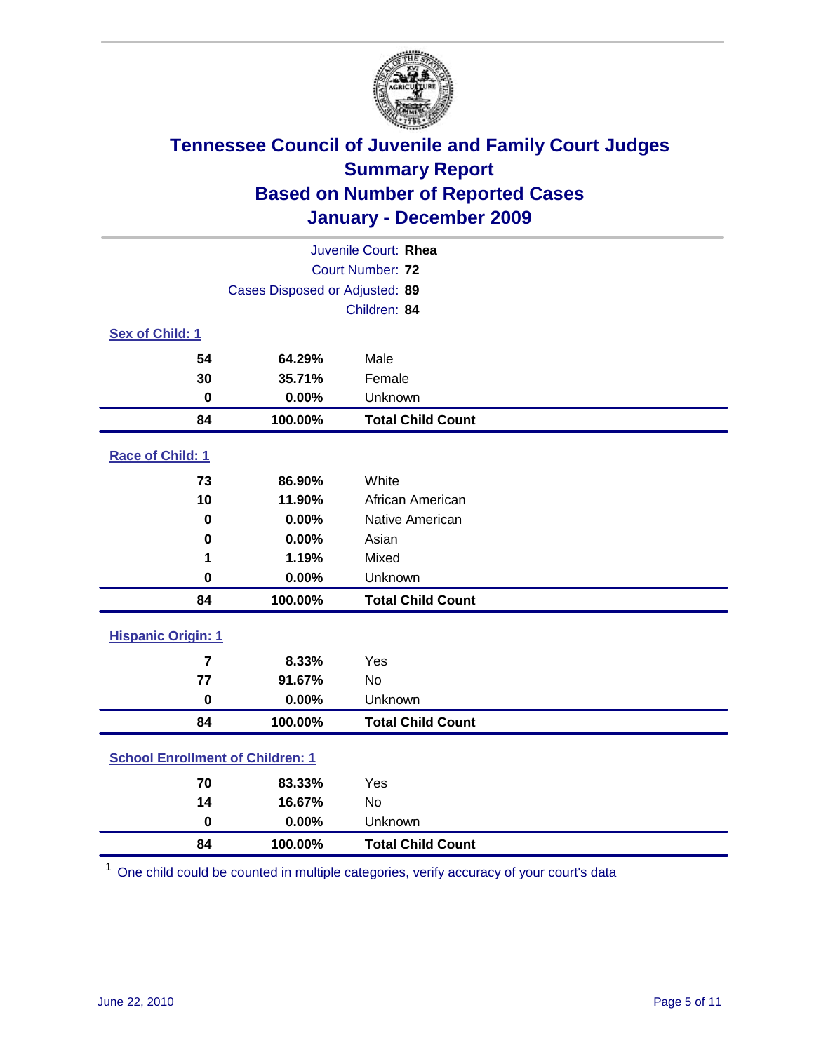# Tennessee Council of Juvenile and Family Court Judges
## Summary Report
## Based on Number of Reported Cases
## January - December 2009

Juvenile Court: **Rhea**

Court Number: **72**

Cases Disposed or Adjusted: **89**

Children: **84**

### Sex of Child: 1

| Count | Percent | Category |
|---|---|---|
| 54 | 64.29% | Male |
| 30 | 35.71% | Female |
| 0 | 0.00% | Unknown |
| **84** | **100.00%** | **Total Child Count** |

### Race of Child: 1

| Count | Percent | Category |
|---|---|---|
| 73 | 86.90% | White |
| 10 | 11.90% | African American |
| 0 | 0.00% | Native American |
| 0 | 0.00% | Asian |
| 1 | 1.19% | Mixed |
| 0 | 0.00% | Unknown |
| **84** | **100.00%** | **Total Child Count** |

### Hispanic Origin: 1

| Count | Percent | Category |
|---|---|---|
| 7 | 8.33% | Yes |
| 77 | 91.67% | No |
| 0 | 0.00% | Unknown |
| **84** | **100.00%** | **Total Child Count** |

### School Enrollment of Children: 1

| Count | Percent | Category |
|---|---|---|
| 70 | 83.33% | Yes |
| 14 | 16.67% | No |
| 0 | 0.00% | Unknown |
| **84** | **100.00%** | **Total Child Count** |

[1] One child could be counted in multiple categories, verify accuracy of your court's data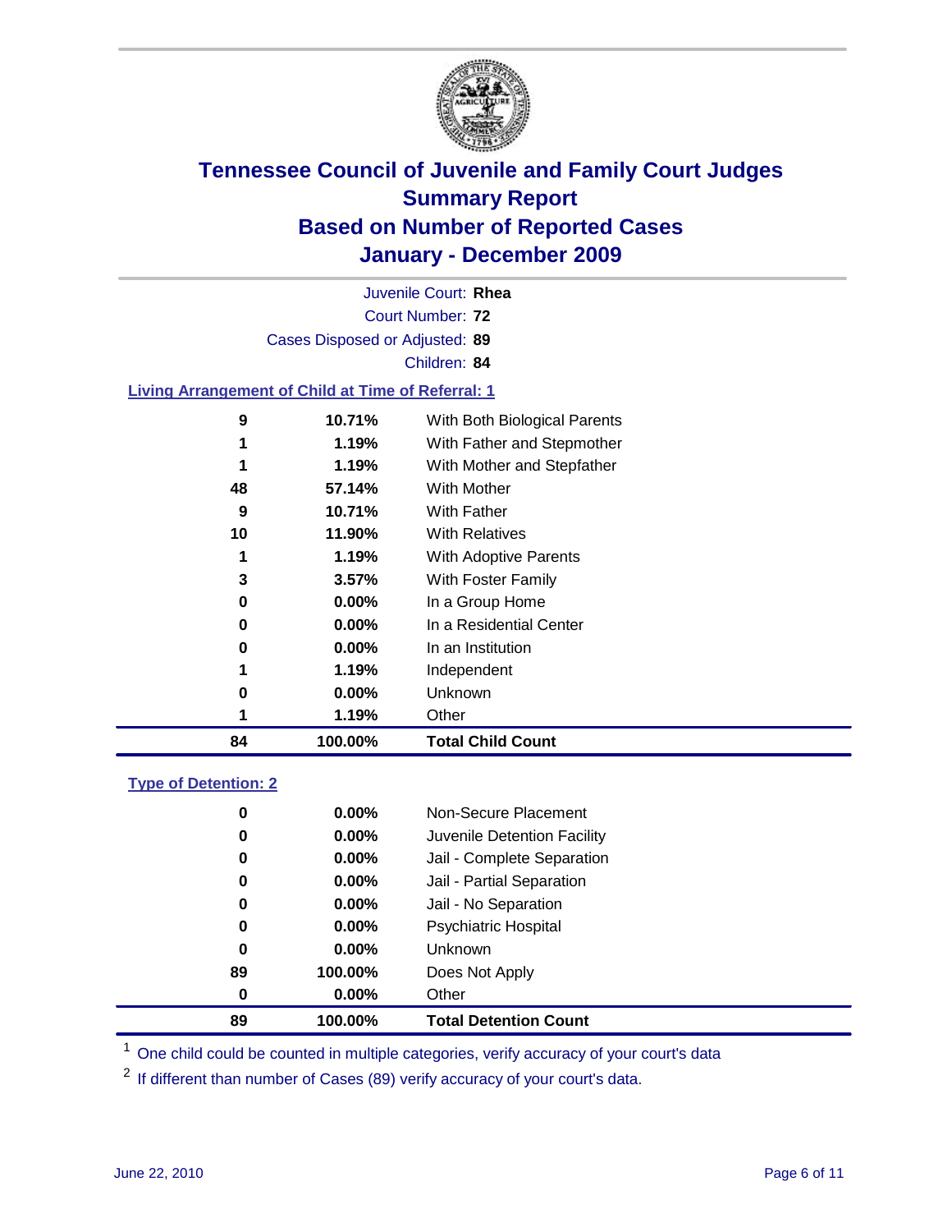# Tennessee Council of Juvenile and Family Court Judges
## Summary Report
## Based on Number of Reported Cases
## January - December 2009

Juvenile Court: **Rhea**

Court Number: **72**

Cases Disposed or Adjusted: **89**

Children: **84**

### Living Arrangement of Child at Time of Referral: 1

| | | |
|---|---|---|
| 9 | 10.71% | With Both Biological Parents |
| 1 | 1.19% | With Father and Stepmother |
| 1 | 1.19% | With Mother and Stepfather |
| 48 | 57.14% | With Mother |
| 9 | 10.71% | With Father |
| 10 | 11.90% | With Relatives |
| 1 | 1.19% | With Adoptive Parents |
| 3 | 3.57% | With Foster Family |
| 0 | 0.00% | In a Group Home |
| 0 | 0.00% | In a Residential Center |
| 0 | 0.00% | In an Institution |
| 1 | 1.19% | Independent |
| 0 | 0.00% | Unknown |
| 1 | 1.19% | Other |
| **84** | **100.00%** | **Total Child Count** |

### Type of Detention: 2

| | | |
|---|---|---|
| 0 | 0.00% | Non-Secure Placement |
| 0 | 0.00% | Juvenile Detention Facility |
| 0 | 0.00% | Jail - Complete Separation |
| 0 | 0.00% | Jail - Partial Separation |
| 0 | 0.00% | Jail - No Separation |
| 0 | 0.00% | Psychiatric Hospital |
| 0 | 0.00% | Unknown |
| 89 | 100.00% | Does Not Apply |
| 0 | 0.00% | Other |
| **89** | **100.00%** | **Total Detention Count** |

[1] One child could be counted in multiple categories, verify accuracy of your court's data

[2] If different than number of Cases (89) verify accuracy of your court's data.

June 22, 2010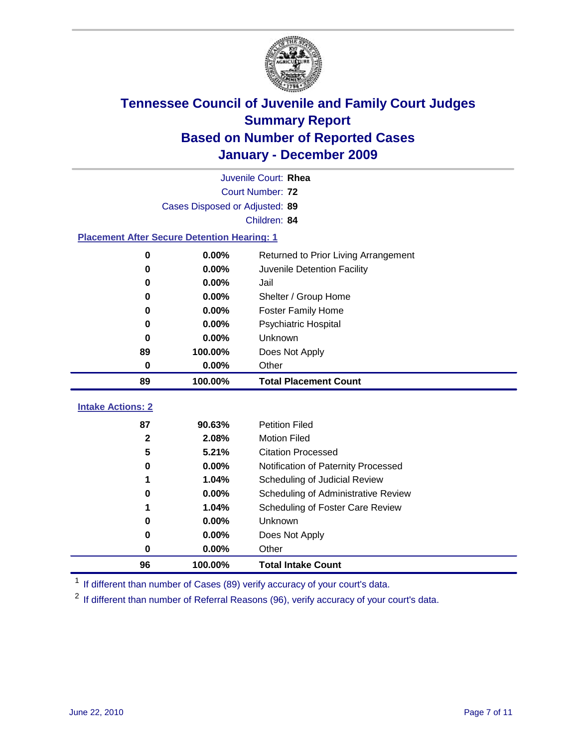# Tennessee Council of Juvenile and Family Court Judges
## Summary Report
## Based on Number of Reported Cases
## January - December 2009

Juvenile Court: **Rhea**
Court Number: **72**
Cases Disposed or Adjusted: **89**
Children: **84**

### Placement After Secure Detention Hearing: 1

| Count | Percent | Placement |
|---|---|---|
| 0 | 0.00% | Returned to Prior Living Arrangement |
| 0 | 0.00% | Juvenile Detention Facility |
| 0 | 0.00% | Jail |
| 0 | 0.00% | Shelter / Group Home |
| 0 | 0.00% | Foster Family Home |
| 0 | 0.00% | Psychiatric Hospital |
| 0 | 0.00% | Unknown |
| 89 | 100.00% | Does Not Apply |
| 0 | 0.00% | Other |
| **89** | **100.00%** | **Total Placement Count** |

### Intake Actions: 2

| Count | Percent | Intake Action |
|---|---|---|
| 87 | 90.63% | Petition Filed |
| 2 | 2.08% | Motion Filed |
| 5 | 5.21% | Citation Processed |
| 0 | 0.00% | Notification of Paternity Processed |
| 1 | 1.04% | Scheduling of Judicial Review |
| 0 | 0.00% | Scheduling of Administrative Review |
| 1 | 1.04% | Scheduling of Foster Care Review |
| 0 | 0.00% | Unknown |
| 0 | 0.00% | Does Not Apply |
| 0 | 0.00% | Other |
| **96** | **100.00%** | **Total Intake Count** |

[1] If different than number of Cases (89) verify accuracy of your court's data.

[2] If different than number of Referral Reasons (96), verify accuracy of your court's data.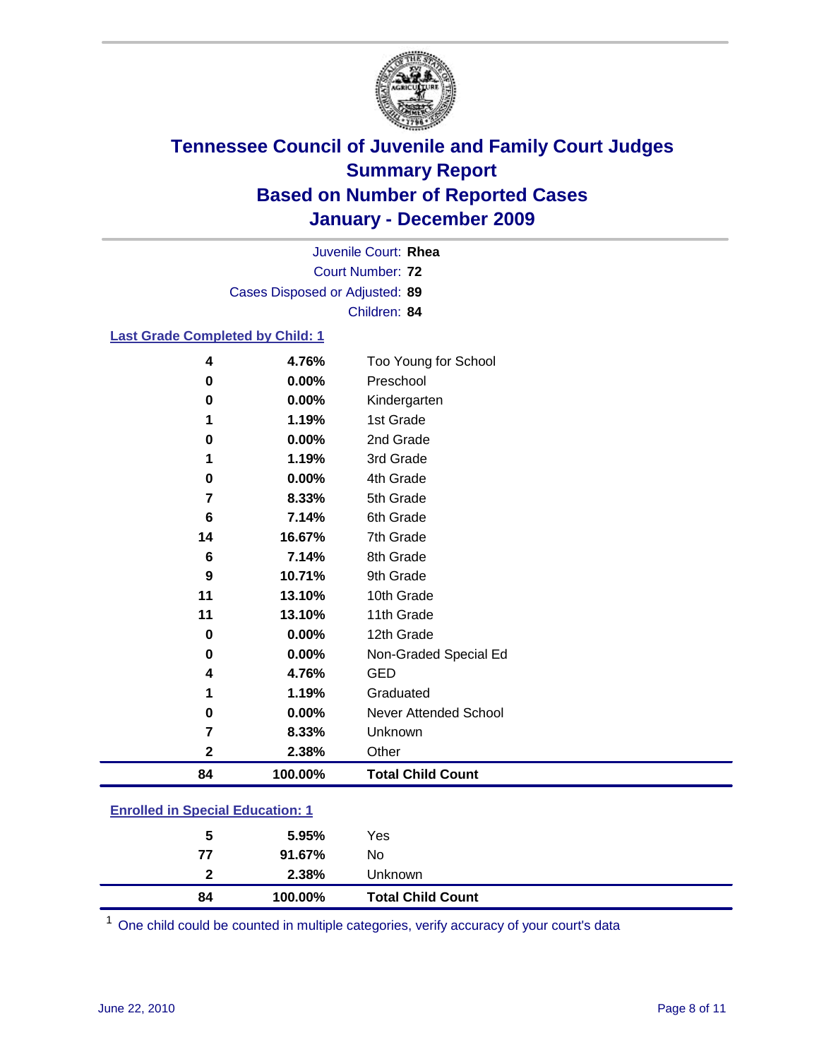# Tennessee Council of Juvenile and Family Court Judges
## Summary Report
## Based on Number of Reported Cases
## January - December 2009

Juvenile Court: **Rhea**
Court Number: **72**
Cases Disposed or Adjusted: **89**
Children: **84**

### Last Grade Completed by Child: 1

| Count | Percent | Category |
|---|---|---|
| 4 | 4.76% | Too Young for School |
| 0 | 0.00% | Preschool |
| 0 | 0.00% | Kindergarten |
| 1 | 1.19% | 1st Grade |
| 0 | 0.00% | 2nd Grade |
| 1 | 1.19% | 3rd Grade |
| 0 | 0.00% | 4th Grade |
| 7 | 8.33% | 5th Grade |
| 6 | 7.14% | 6th Grade |
| 14 | 16.67% | 7th Grade |
| 6 | 7.14% | 8th Grade |
| 9 | 10.71% | 9th Grade |
| 11 | 13.10% | 10th Grade |
| 11 | 13.10% | 11th Grade |
| 0 | 0.00% | 12th Grade |
| 0 | 0.00% | Non-Graded Special Ed |
| 4 | 4.76% | GED |
| 1 | 1.19% | Graduated |
| 0 | 0.00% | Never Attended School |
| 7 | 8.33% | Unknown |
| 2 | 2.38% | Other |
| **84** | **100.00%** | **Total Child Count** |

### Enrolled in Special Education: 1

| Count | Percent | Category |
|---|---|---|
| 5 | 5.95% | Yes |
| 77 | 91.67% | No |
| 2 | 2.38% | Unknown |
| **84** | **100.00%** | **Total Child Count** |

[1] One child could be counted in multiple categories, verify accuracy of your court's data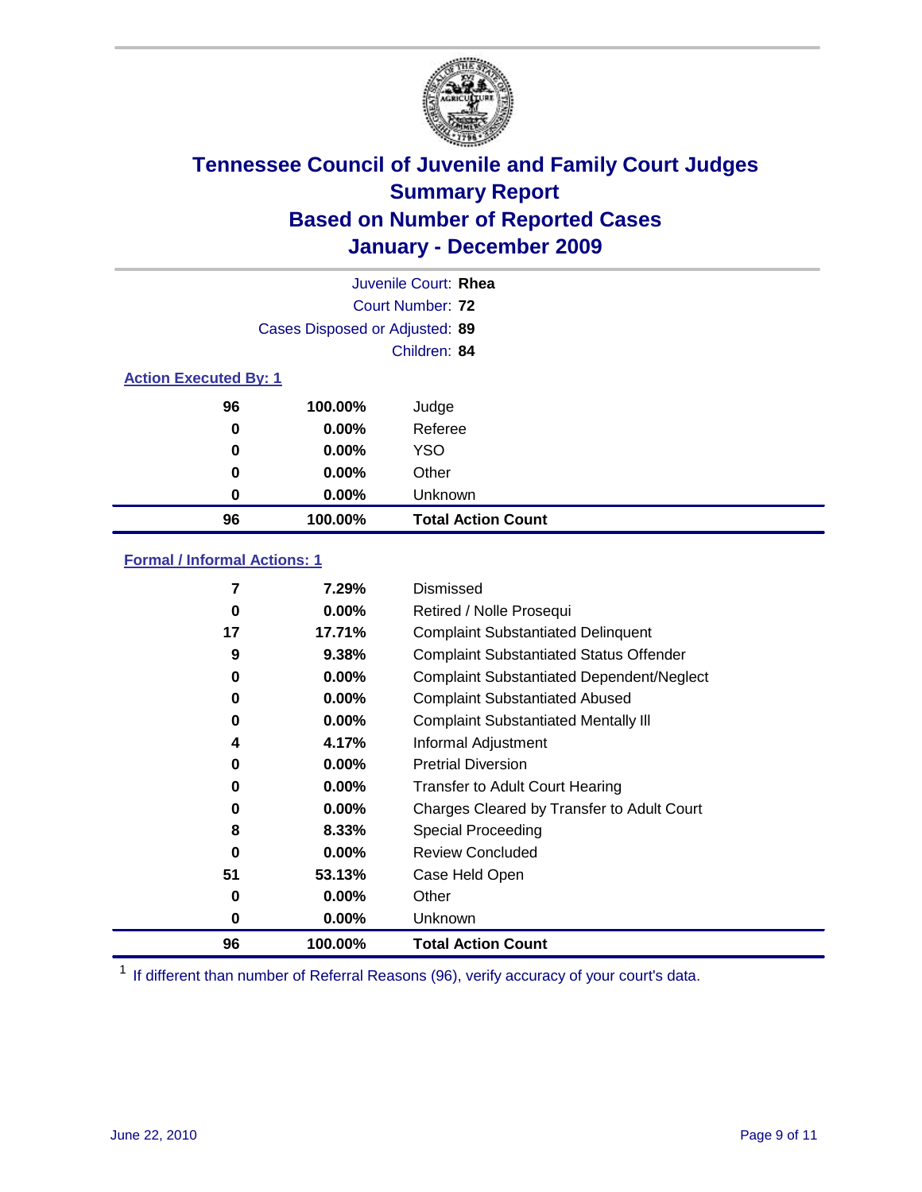# Tennessee Council of Juvenile and Family Court Judges
## Summary Report
## Based on Number of Reported Cases
## January - December 2009

Juvenile Court: **Rhea**
Court Number: **72**
Cases Disposed or Adjusted: **89**
Children: **84**

### Action Executed By: 1

| | | |
|---|---|---|
| 96 | 100.00% | Judge |
| 0 | 0.00% | Referee |
| 0 | 0.00% | YSO |
| 0 | 0.00% | Other |
| 0 | 0.00% | Unknown |
| **96** | **100.00%** | **Total Action Count** |

### Formal / Informal Actions: 1

| | | |
|---|---|---|
| 7 | 7.29% | Dismissed |
| 0 | 0.00% | Retired / Nolle Prosequi |
| 17 | 17.71% | Complaint Substantiated Delinquent |
| 9 | 9.38% | Complaint Substantiated Status Offender |
| 0 | 0.00% | Complaint Substantiated Dependent/Neglect |
| 0 | 0.00% | Complaint Substantiated Abused |
| 0 | 0.00% | Complaint Substantiated Mentally Ill |
| 4 | 4.17% | Informal Adjustment |
| 0 | 0.00% | Pretrial Diversion |
| 0 | 0.00% | Transfer to Adult Court Hearing |
| 0 | 0.00% | Charges Cleared by Transfer to Adult Court |
| 8 | 8.33% | Special Proceeding |
| 0 | 0.00% | Review Concluded |
| 51 | 53.13% | Case Held Open |
| 0 | 0.00% | Other |
| 0 | 0.00% | Unknown |
| **96** | **100.00%** | **Total Action Count** |

[1] If different than number of Referral Reasons (96), verify accuracy of your court's data.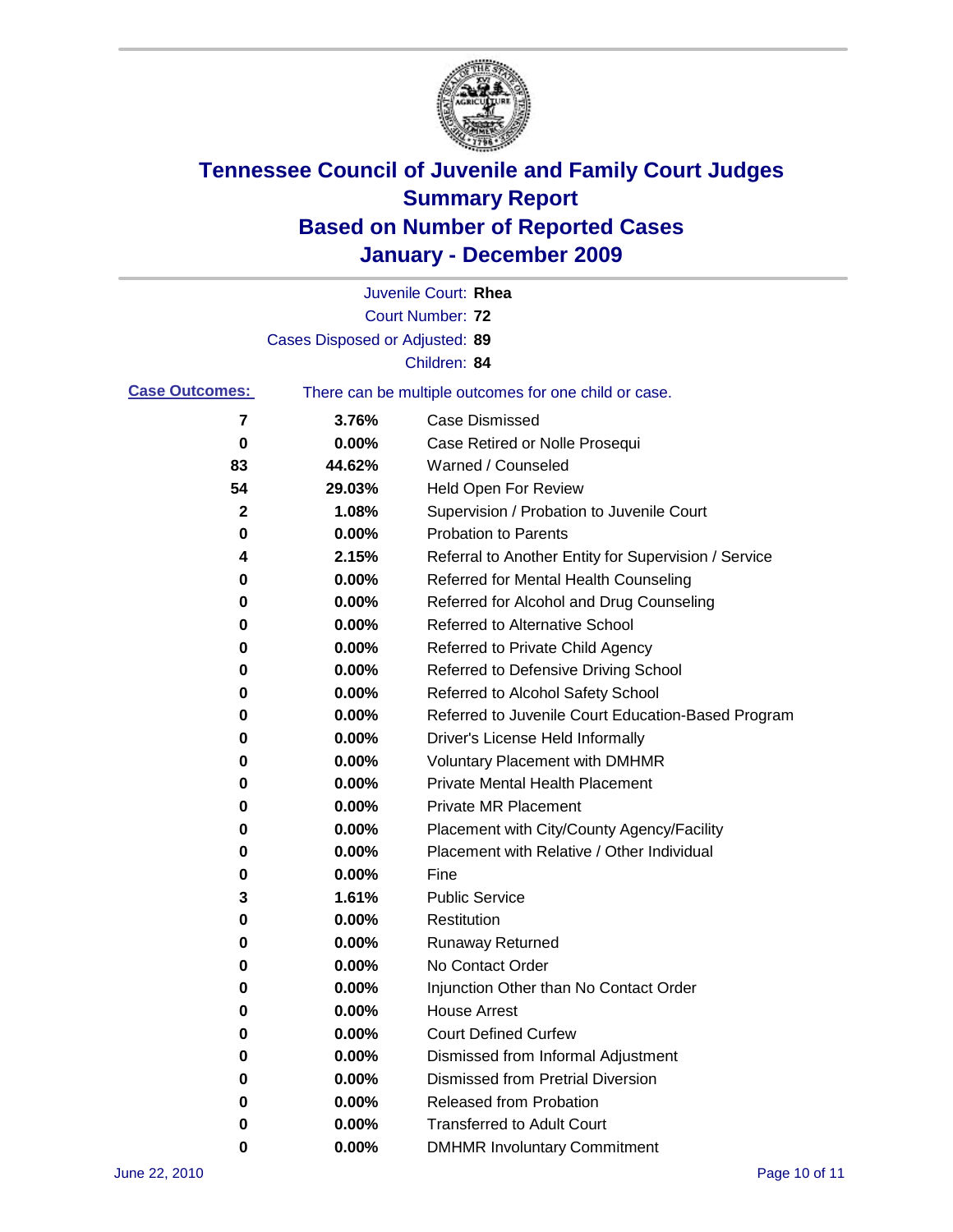# Tennessee Council of Juvenile and Family Court Judges
## Summary Report
## Based on Number of Reported Cases
## January - December 2009

Juvenile Court: **Rhea**
Court Number: **72**
Cases Disposed or Adjusted: **89**
Children: **84**

**Case Outcomes:** There can be multiple outcomes for one child or case.

| Count | Percent | Outcome |
|---|---|---|
| 7 | 3.76% | Case Dismissed |
| 0 | 0.00% | Case Retired or Nolle Prosequi |
| 83 | 44.62% | Warned / Counseled |
| 54 | 29.03% | Held Open For Review |
| 2 | 1.08% | Supervision / Probation to Juvenile Court |
| 0 | 0.00% | Probation to Parents |
| 4 | 2.15% | Referral to Another Entity for Supervision / Service |
| 0 | 0.00% | Referred for Mental Health Counseling |
| 0 | 0.00% | Referred for Alcohol and Drug Counseling |
| 0 | 0.00% | Referred to Alternative School |
| 0 | 0.00% | Referred to Private Child Agency |
| 0 | 0.00% | Referred to Defensive Driving School |
| 0 | 0.00% | Referred to Alcohol Safety School |
| 0 | 0.00% | Referred to Juvenile Court Education-Based Program |
| 0 | 0.00% | Driver's License Held Informally |
| 0 | 0.00% | Voluntary Placement with DMHMR |
| 0 | 0.00% | Private Mental Health Placement |
| 0 | 0.00% | Private MR Placement |
| 0 | 0.00% | Placement with City/County Agency/Facility |
| 0 | 0.00% | Placement with Relative / Other Individual |
| 0 | 0.00% | Fine |
| 3 | 1.61% | Public Service |
| 0 | 0.00% | Restitution |
| 0 | 0.00% | Runaway Returned |
| 0 | 0.00% | No Contact Order |
| 0 | 0.00% | Injunction Other than No Contact Order |
| 0 | 0.00% | House Arrest |
| 0 | 0.00% | Court Defined Curfew |
| 0 | 0.00% | Dismissed from Informal Adjustment |
| 0 | 0.00% | Dismissed from Pretrial Diversion |
| 0 | 0.00% | Released from Probation |
| 0 | 0.00% | Transferred to Adult Court |
| 0 | 0.00% | DMHMR Involuntary Commitment |

June 22, 2010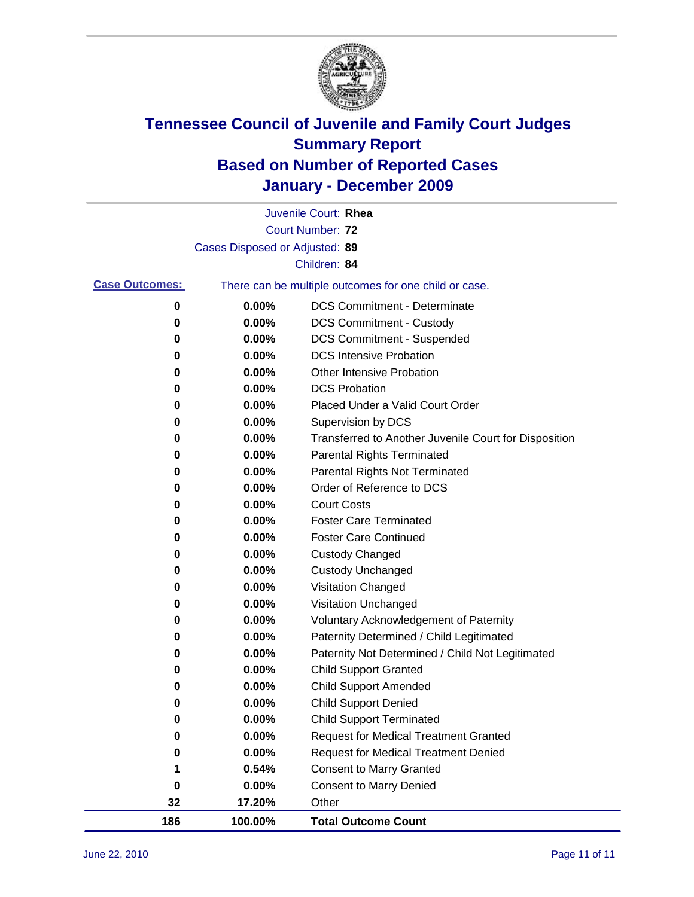# Tennessee Council of Juvenile and Family Court Judges
## Summary Report
## Based on Number of Reported Cases
## January - December 2009

Juvenile Court: **Rhea**
Court Number: **72**
Cases Disposed or Adjusted: **89**
Children: **84**

**Case Outcomes:** There can be multiple outcomes for one child or case.

| | | |
|---|---|---|
| 0 | 0.00% | DCS Commitment - Determinate |
| 0 | 0.00% | DCS Commitment - Custody |
| 0 | 0.00% | DCS Commitment - Suspended |
| 0 | 0.00% | DCS Intensive Probation |
| 0 | 0.00% | Other Intensive Probation |
| 0 | 0.00% | DCS Probation |
| 0 | 0.00% | Placed Under a Valid Court Order |
| 0 | 0.00% | Supervision by DCS |
| 0 | 0.00% | Transferred to Another Juvenile Court for Disposition |
| 0 | 0.00% | Parental Rights Terminated |
| 0 | 0.00% | Parental Rights Not Terminated |
| 0 | 0.00% | Order of Reference to DCS |
| 0 | 0.00% | Court Costs |
| 0 | 0.00% | Foster Care Terminated |
| 0 | 0.00% | Foster Care Continued |
| 0 | 0.00% | Custody Changed |
| 0 | 0.00% | Custody Unchanged |
| 0 | 0.00% | Visitation Changed |
| 0 | 0.00% | Visitation Unchanged |
| 0 | 0.00% | Voluntary Acknowledgement of Paternity |
| 0 | 0.00% | Paternity Determined / Child Legitimated |
| 0 | 0.00% | Paternity Not Determined / Child Not Legitimated |
| 0 | 0.00% | Child Support Granted |
| 0 | 0.00% | Child Support Amended |
| 0 | 0.00% | Child Support Denied |
| 0 | 0.00% | Child Support Terminated |
| 0 | 0.00% | Request for Medical Treatment Granted |
| 0 | 0.00% | Request for Medical Treatment Denied |
| 1 | 0.54% | Consent to Marry Granted |
| 0 | 0.00% | Consent to Marry Denied |
| 32 | 17.20% | Other |
| **186** | **100.00%** | **Total Outcome Count** |

June 22, 2010